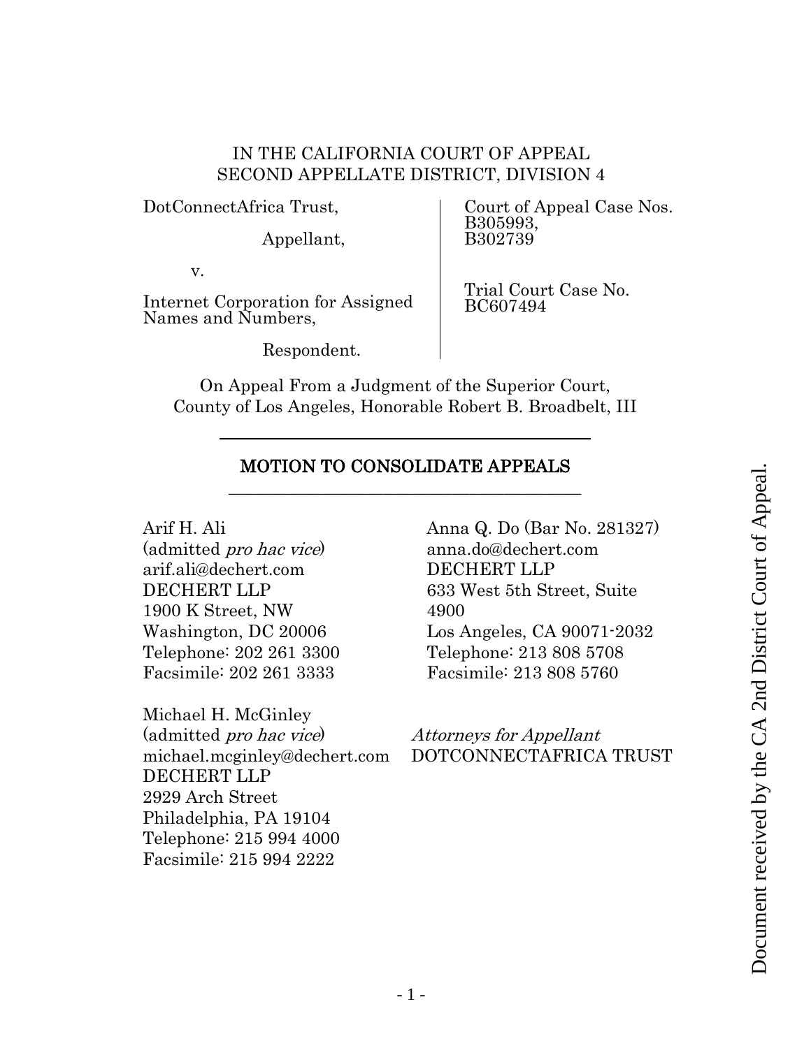IN THE CALIFORNIA COURT OF APPEAL
SECOND APPELLATE DISTRICT, DIVISION 4

| | |
|---|---|
| DotConnectAfrica Trust,<br><br>Appellant,<br><br>v.<br><br>Internet Corporation for Assigned Names and Numbers,<br><br>Respondent. | Court of Appeal Case Nos. B305993, B302739<br><br>Trial Court Case No. BC607494 |

On Appeal From a Judgment of the Superior Court,
County of Los Angeles, Honorable Robert B. Broadbelt, III

## MOTION TO CONSOLIDATE APPEALS

Arif H. Ali
(admitted *pro hac vice*)
arif.ali@dechert.com
DECHERT LLP
1900 K Street, NW
Washington, DC 20006
Telephone: 202 261 3300
Facsimile: 202 261 3333

Michael H. McGinley
(admitted *pro hac vice*)
michael.mcginley@dechert.com
DECHERT LLP
2929 Arch Street
Philadelphia, PA 19104
Telephone: 215 994 4000
Facsimile: 215 994 2222

Anna Q. Do (Bar No. 281327)
anna.do@dechert.com
DECHERT LLP
633 West 5th Street, Suite 4900
Los Angeles, CA 90071-2032
Telephone: 213 808 5708
Facsimile: 213 808 5760

*Attorneys for Appellant*
DOTCONNECTAFRICA TRUST

Document received by the CA 2nd District Court of Appeal.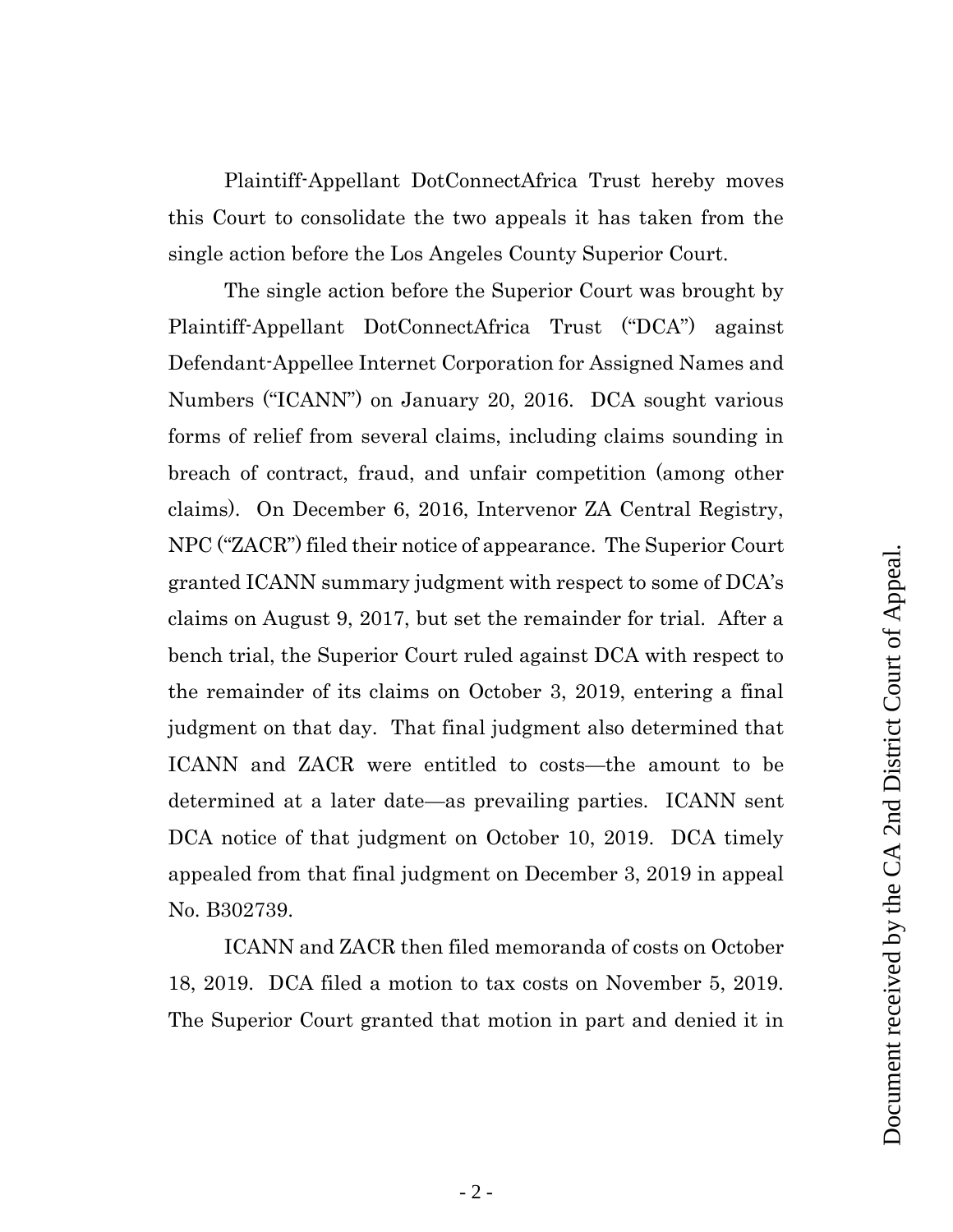Plaintiff-Appellant DotConnectAfrica Trust hereby moves this Court to consolidate the two appeals it has taken from the single action before the Los Angeles County Superior Court.

The single action before the Superior Court was brought by Plaintiff-Appellant DotConnectAfrica Trust ("DCA") against Defendant-Appellee Internet Corporation for Assigned Names and Numbers ("ICANN") on January 20, 2016. DCA sought various forms of relief from several claims, including claims sounding in breach of contract, fraud, and unfair competition (among other claims). On December 6, 2016, Intervenor ZA Central Registry, NPC ("ZACR") filed their notice of appearance. The Superior Court granted ICANN summary judgment with respect to some of DCA's claims on August 9, 2017, but set the remainder for trial. After a bench trial, the Superior Court ruled against DCA with respect to the remainder of its claims on October 3, 2019, entering a final judgment on that day. That final judgment also determined that ICANN and ZACR were entitled to costs—the amount to be determined at a later date—as prevailing parties. ICANN sent DCA notice of that judgment on October 10, 2019. DCA timely appealed from that final judgment on December 3, 2019 in appeal No. B302739.

ICANN and ZACR then filed memoranda of costs on October 18, 2019. DCA filed a motion to tax costs on November 5, 2019. The Superior Court granted that motion in part and denied it in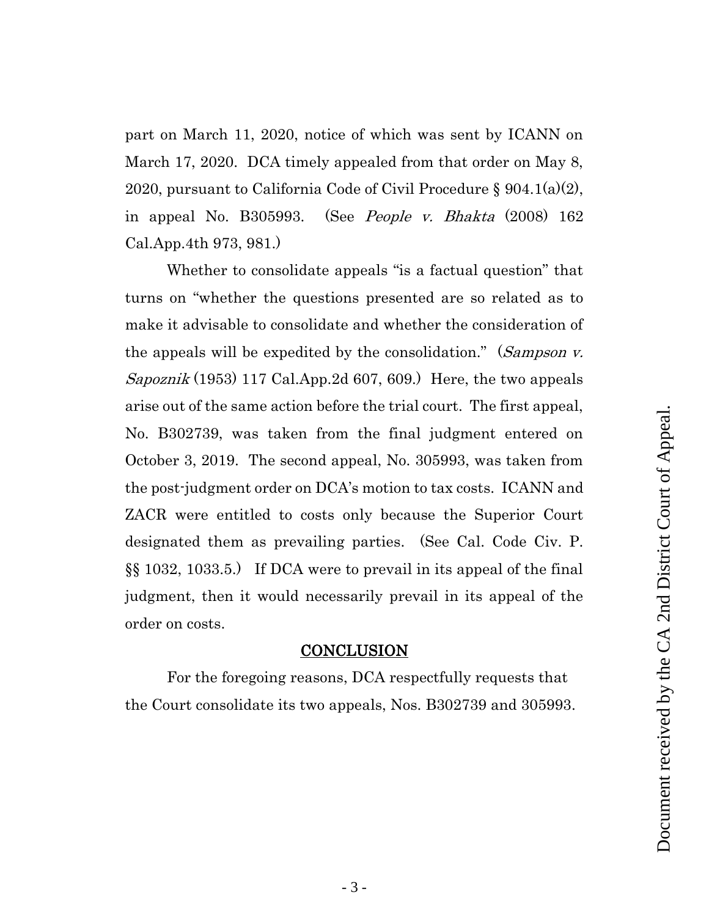part on March 11, 2020, notice of which was sent by ICANN on March 17, 2020. DCA timely appealed from that order on May 8, 2020, pursuant to California Code of Civil Procedure § 904.1(a)(2), in appeal No. B305993. (See *People v. Bhakta* (2008) 162 Cal.App.4th 973, 981.)

Whether to consolidate appeals "is a factual question" that turns on "whether the questions presented are so related as to make it advisable to consolidate and whether the consideration of the appeals will be expedited by the consolidation." (*Sampson v. Sapoznik* (1953) 117 Cal.App.2d 607, 609.) Here, the two appeals arise out of the same action before the trial court. The first appeal, No. B302739, was taken from the final judgment entered on October 3, 2019. The second appeal, No. 305993, was taken from the post-judgment order on DCA's motion to tax costs. ICANN and ZACR were entitled to costs only because the Superior Court designated them as prevailing parties. (See Cal. Code Civ. P. §§ 1032, 1033.5.) If DCA were to prevail in its appeal of the final judgment, then it would necessarily prevail in its appeal of the order on costs.

## CONCLUSION

For the foregoing reasons, DCA respectfully requests that the Court consolidate its two appeals, Nos. B302739 and 305993.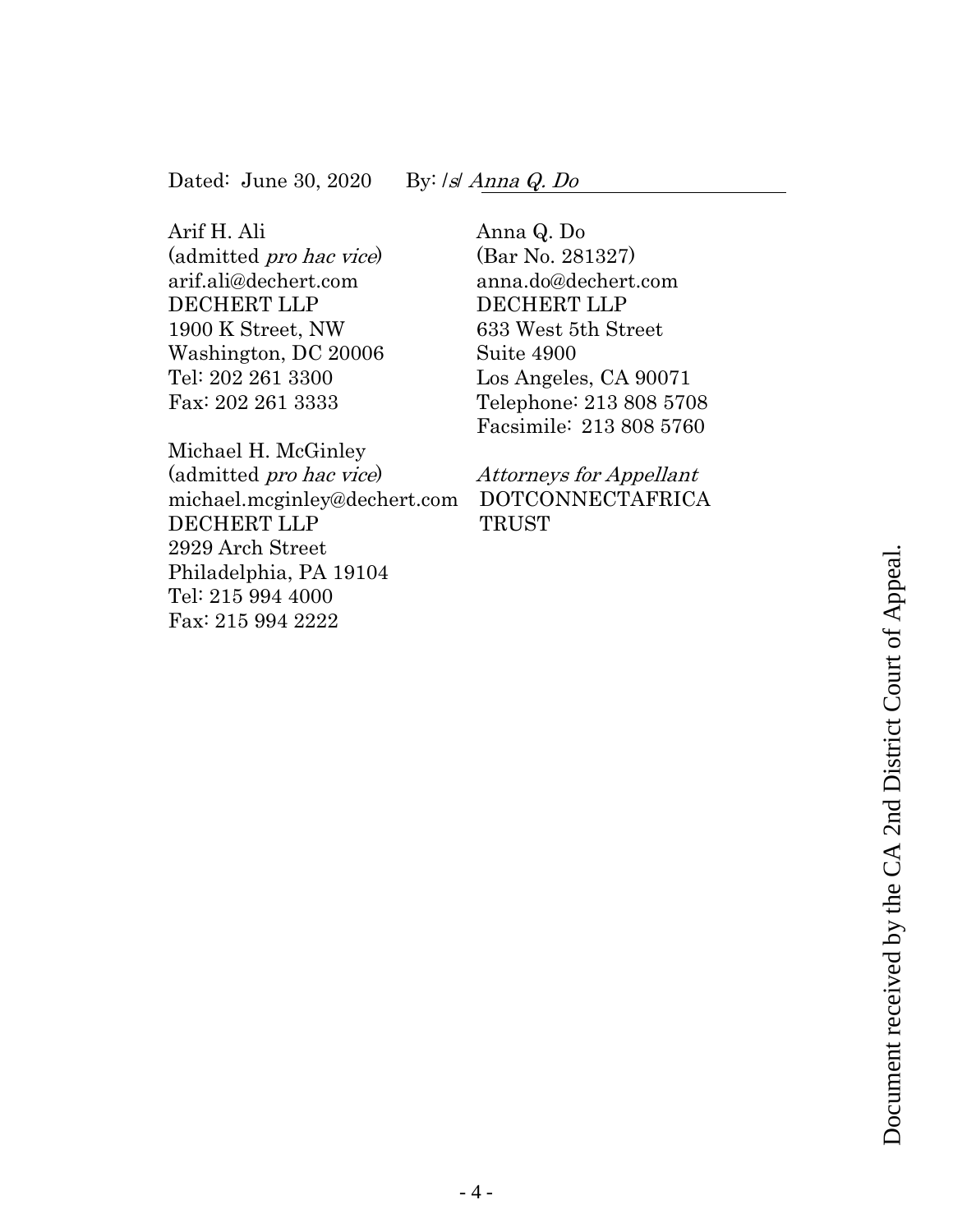Dated: June 30, 2020 By: /s/ *Anna Q. Do*

Arif H. Ali
(admitted *pro hac vice*)
arif.ali@dechert.com
DECHERT LLP
1900 K Street, NW
Washington, DC 20006
Tel: 202 261 3300
Fax: 202 261 3333

Michael H. McGinley
(admitted *pro hac vice*)
michael.mcginley@dechert.com
DECHERT LLP
2929 Arch Street
Philadelphia, PA 19104
Tel: 215 994 4000
Fax: 215 994 2222

Anna Q. Do
(Bar No. 281327)
anna.do@dechert.com
DECHERT LLP
633 West 5th Street
Suite 4900
Los Angeles, CA 90071
Telephone: 213 808 5708
Facsimile: 213 808 5760

*Attorneys for Appellant*
DOTCONNECTAFRICA TRUST

Document received by the CA 2nd District Court of Appeal.